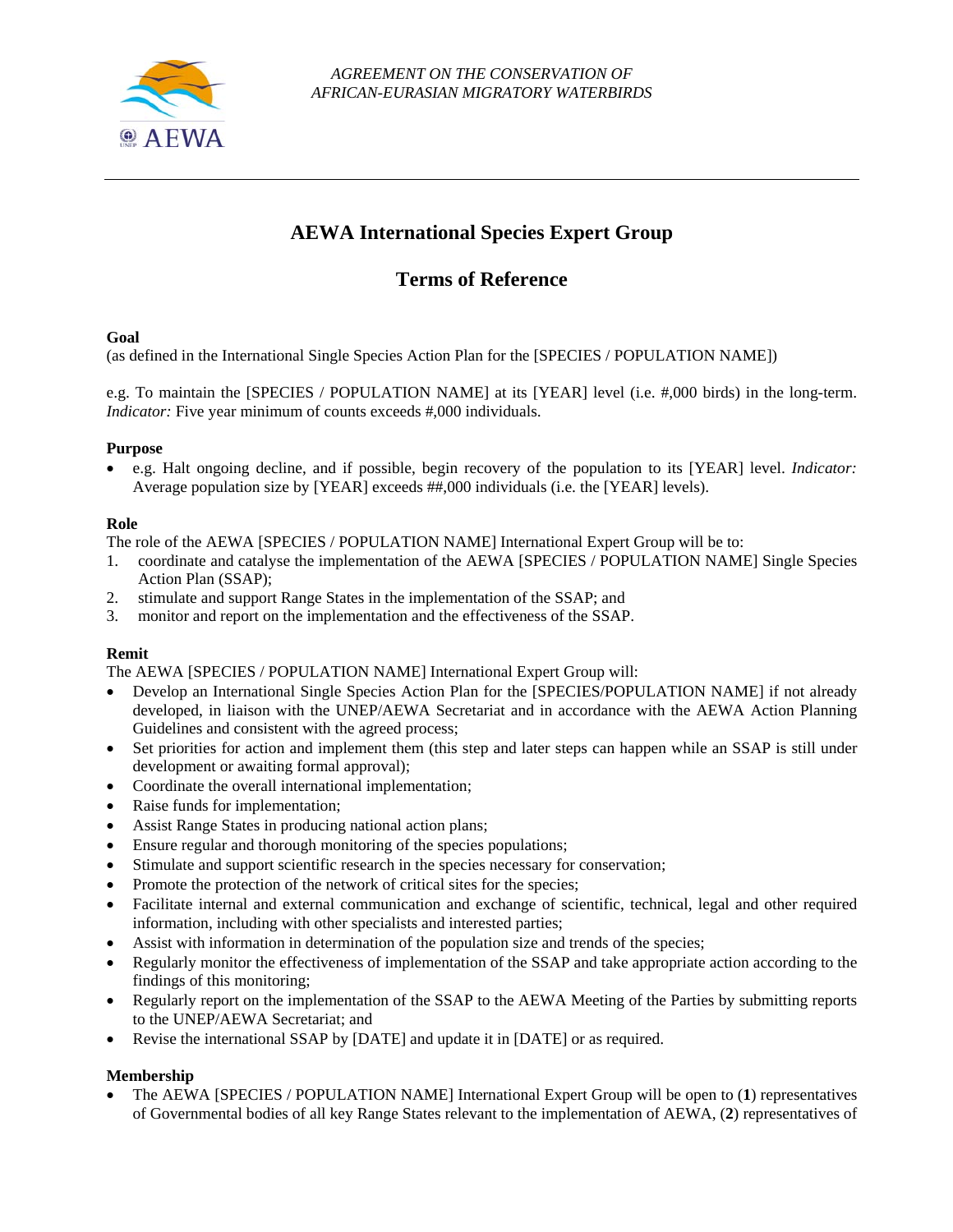AGREEMENT ON THE CONSERVATION OF
AFRICAN-EURASIAN MIGRATORY WATERBIRDS

# AEWA International Species Expert Group

## Terms of Reference

**Goal**
(as defined in the International Single Species Action Plan for the [SPECIES / POPULATION NAME])

e.g. To maintain the [SPECIES / POPULATION NAME] at its [YEAR] level (i.e. #,000 birds) in the long-term. *Indicator:* Five year minimum of counts exceeds #,000 individuals.

**Purpose**

- e.g. Halt ongoing decline, and if possible, begin recovery of the population to its [YEAR] level. *Indicator:* Average population size by [YEAR] exceeds ##,000 individuals (i.e. the [YEAR] levels).

**Role**
The role of the AEWA [SPECIES / POPULATION NAME] International Expert Group will be to:

1. coordinate and catalyse the implementation of the AEWA [SPECIES / POPULATION NAME] Single Species Action Plan (SSAP);
2. stimulate and support Range States in the implementation of the SSAP; and
3. monitor and report on the implementation and the effectiveness of the SSAP.

**Remit**
The AEWA [SPECIES / POPULATION NAME] International Expert Group will:

- Develop an International Single Species Action Plan for the [SPECIES/POPULATION NAME] if not already developed, in liaison with the UNEP/AEWA Secretariat and in accordance with the AEWA Action Planning Guidelines and consistent with the agreed process;
- Set priorities for action and implement them (this step and later steps can happen while an SSAP is still under development or awaiting formal approval);
- Coordinate the overall international implementation;
- Raise funds for implementation;
- Assist Range States in producing national action plans;
- Ensure regular and thorough monitoring of the species populations;
- Stimulate and support scientific research in the species necessary for conservation;
- Promote the protection of the network of critical sites for the species;
- Facilitate internal and external communication and exchange of scientific, technical, legal and other required information, including with other specialists and interested parties;
- Assist with information in determination of the population size and trends of the species;
- Regularly monitor the effectiveness of implementation of the SSAP and take appropriate action according to the findings of this monitoring;
- Regularly report on the implementation of the SSAP to the AEWA Meeting of the Parties by submitting reports to the UNEP/AEWA Secretariat; and
- Revise the international SSAP by [DATE] and update it in [DATE] or as required.

**Membership**

- The AEWA [SPECIES / POPULATION NAME] International Expert Group will be open to (**1**) representatives of Governmental bodies of all key Range States relevant to the implementation of AEWA, (**2**) representatives of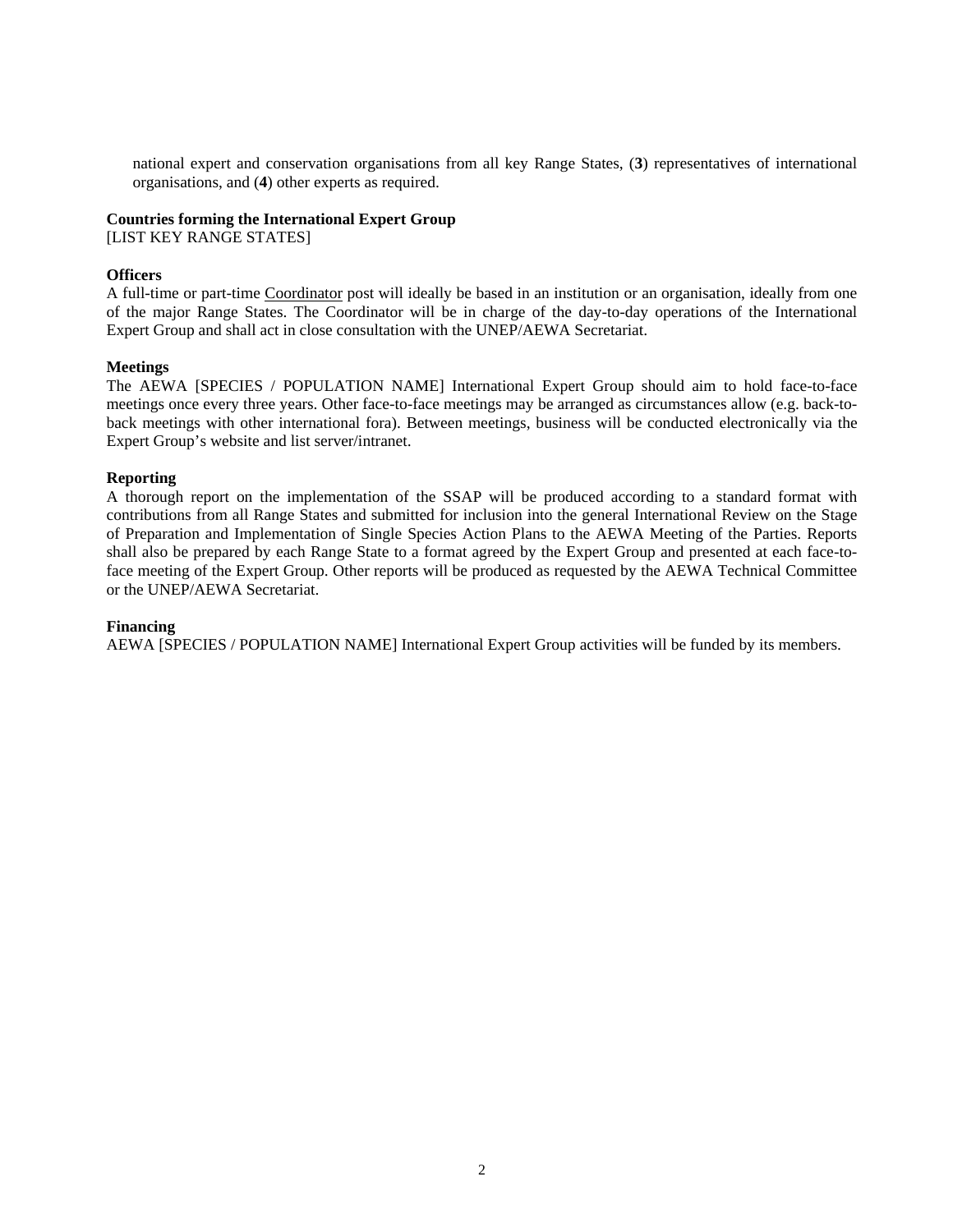national expert and conservation organisations from all key Range States, (**3**) representatives of international organisations, and (**4**) other experts as required.

**Countries forming the International Expert Group**
[LIST KEY RANGE STATES]

**Officers**
A full-time or part-time Coordinator post will ideally be based in an institution or an organisation, ideally from one of the major Range States. The Coordinator will be in charge of the day-to-day operations of the International Expert Group and shall act in close consultation with the UNEP/AEWA Secretariat.

**Meetings**
The AEWA [SPECIES / POPULATION NAME] International Expert Group should aim to hold face-to-face meetings once every three years. Other face-to-face meetings may be arranged as circumstances allow (e.g. back-to-back meetings with other international fora). Between meetings, business will be conducted electronically via the Expert Group's website and list server/intranet.

**Reporting**
A thorough report on the implementation of the SSAP will be produced according to a standard format with contributions from all Range States and submitted for inclusion into the general International Review on the Stage of Preparation and Implementation of Single Species Action Plans to the AEWA Meeting of the Parties. Reports shall also be prepared by each Range State to a format agreed by the Expert Group and presented at each face-to-face meeting of the Expert Group. Other reports will be produced as requested by the AEWA Technical Committee or the UNEP/AEWA Secretariat.

**Financing**
AEWA [SPECIES / POPULATION NAME] International Expert Group activities will be funded by its members.